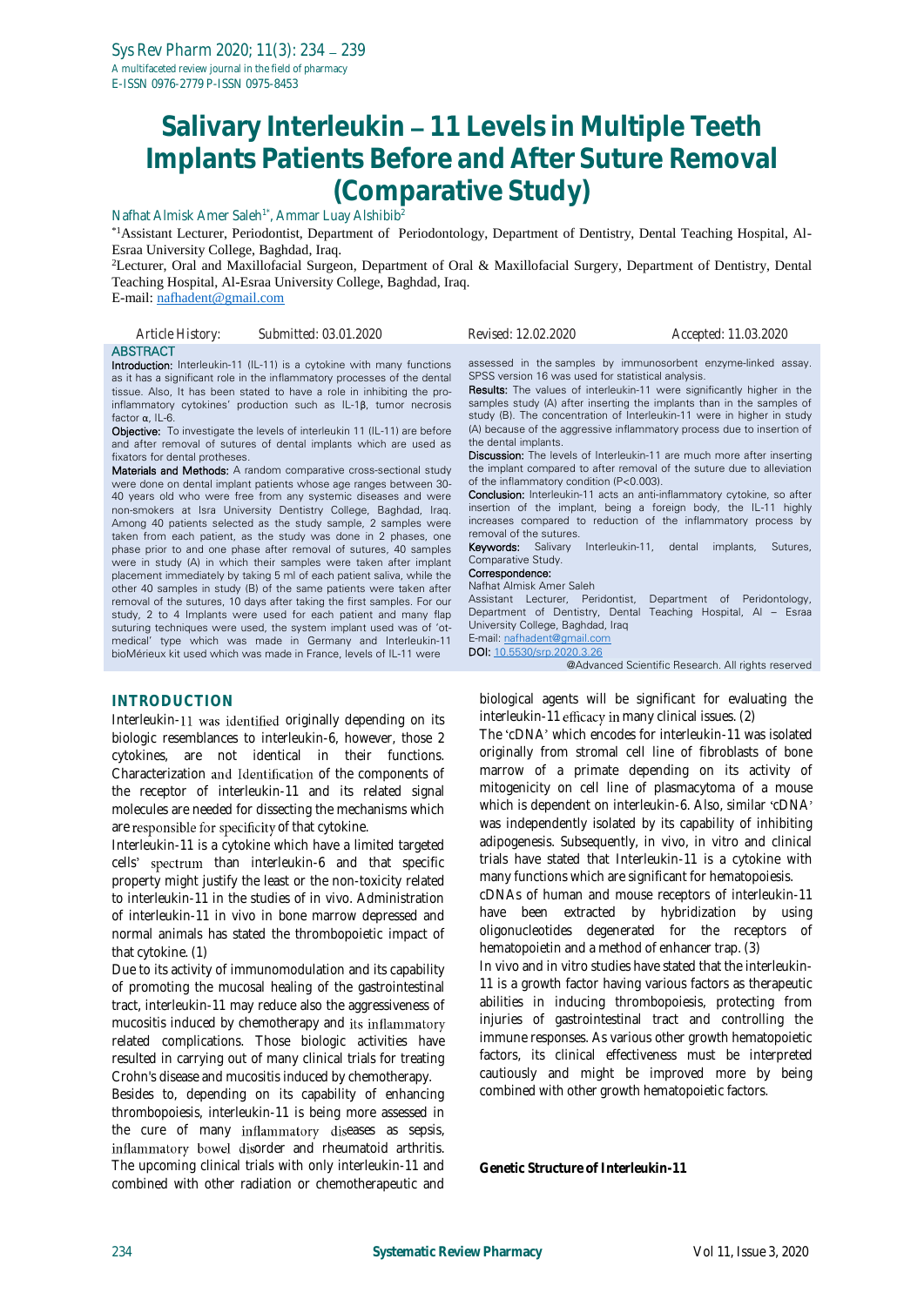# Salivary Interleukin – 11 Levels in Multiple Teeth Implants Patients Before and After Suture Removal (Comparative Study)

Nafhat Almisk Amer Saleh[1*], Ammar Luay Alshibib[2]

[*1]Assistant Lecturer, Periodontist, Department of Periodontology, Department of Dentistry, Dental Teaching Hospital, Al-Esraa University College, Baghdad, Iraq.

[2]Lecturer, Oral and Maxillofacial Surgeon, Department of Oral & Maxillofacial Surgery, Department of Dentistry, Dental Teaching Hospital, Al-Esraa University College, Baghdad, Iraq.

E-mail: nafhadent@gmail.com

*Article History:* Submitted: 03.01.2020 Revised: 12.02.2020 Accepted: 11.03.2020

## ABSTRACT

**Introduction:** Interleukin-11 (IL-11) is a cytokine with many functions as it has a significant role in the inflammatory processes of the dental tissue. Also, It has been stated to have a role in inhibiting the pro-inflammatory cytokines' production such as IL-1β, tumor necrosis factor α, IL-6.

**Objective:** To investigate the levels of interleukin 11 (IL-11) are before and after removal of sutures of dental implants which are used as fixators for dental protheses.

**Materials and Methods:** A random comparative cross-sectional study were done on dental implant patients whose age ranges between 30-40 years old who were free from any systemic diseases and were non-smokers at Isra University Dentistry College, Baghdad, Iraq. Among 40 patients selected as the study sample, 2 samples were taken from each patient, as the study was done in 2 phases, one phase prior to and one phase after removal of sutures, 40 samples were in study (A) in which their samples were taken after implant placement immediately by taking 5 ml of each patient saliva, while the other 40 samples in study (B) of the same patients were taken after removal of the sutures, 10 days after taking the first samples. For our study, 2 to 4 Implants were used for each patient and many flap suturing techniques were used, the system implant used was of 'ot-medical' type which was made in Germany and Interleukin-11 bioMérieux kit used which was made in France, levels of IL-11 were assessed in the samples by immunosorbent enzyme-linked assay. SPSS version 16 was used for statistical analysis.

**Results:** The values of interleukin-11 were significantly higher in the samples study (A) after inserting the implants than in the samples of study (B). The concentration of Interleukin-11 were in higher in study (A) because of the aggressive inflammatory process due to insertion of the dental implants.

**Discussion:** The levels of Interleukin-11 are much more after inserting the implant compared to after removal of the suture due to alleviation of the inflammatory condition ($P<0.003$).

**Conclusion:** Interleukin-11 acts an anti-inflammatory cytokine, so after insertion of the implant, being a foreign body, the IL-11 highly increases compared to reduction of the inflammatory process by removal of the sutures.

**Keywords:** Salivary Interleukin-11, dental implants, Sutures, Comparative Study.

**Correspondence:**
Nafhat Almisk Amer Saleh
Assistant Lecturer, Peridontist, Department of Peridontology, Department of Dentistry, Dental Teaching Hospital, Al – Esraa University College, Baghdad, Iraq
E-mail: nafhadent@gmail.com
DOI: 10.5530/srp.2020.3.26

@Advanced Scientific Research. All rights reserved

## INTRODUCTION

Interleukin-11 was identified originally depending on its biologic resemblances to interleukin-6, however, those 2 cytokines, are not identical in their functions. Characterization and Identification of the components of the receptor of interleukin-11 and its related signal molecules are needed for dissecting the mechanisms which are responsible for specificity of that cytokine.

Interleukin-11 is a cytokine which have a limited targeted cells' spectrum than interleukin-6 and that specific property might justify the least or the non-toxicity related to interleukin-11 in the studies of in vivo. Administration of interleukin-11 in vivo in bone marrow depressed and normal animals has stated the thrombopoietic impact of that cytokine. (1)

Due to its activity of immunomodulation and its capability of promoting the mucosal healing of the gastrointestinal tract, interleukin-11 may reduce also the aggressiveness of mucositis induced by chemotherapy and its inflammatory related complications. Those biologic activities have resulted in carrying out of many clinical trials for treating Crohn's disease and mucositis induced by chemotherapy.

Besides to, depending on its capability of enhancing thrombopoiesis, interleukin-11 is being more assessed in the cure of many inflammatory diseases as sepsis, inflammatory bowel disorder and rheumatoid arthritis. The upcoming clinical trials with only interleukin-11 and combined with other radiation or chemotherapeutic and biological agents will be significant for evaluating the interleukin-11 efficacy in many clinical issues. (2)

The 'cDNA' which encodes for interleukin-11 was isolated originally from stromal cell line of fibroblasts of bone marrow of a primate depending on its activity of mitogenicity on cell line of plasmacytoma of a mouse which is dependent on interleukin-6. Also, similar 'cDNA' was independently isolated by its capability of inhibiting adipogenesis. Subsequently, in vivo, in vitro and clinical trials have stated that Interleukin-11 is a cytokine with many functions which are significant for hematopoiesis.

cDNAs of human and mouse receptors of interleukin-11 have been extracted by hybridization by using oligonucleotides degenerated for the receptors of hematopoietin and a method of enhancer trap. (3)

In vivo and in vitro studies have stated that the interleukin-11 is a growth factor having various factors as therapeutic abilities in inducing thrombopoiesis, protecting from injuries of gastrointestinal tract and controlling the immune responses. As various other growth hematopoietic factors, its clinical effectiveness must be interpreted cautiously and might be improved more by being combined with other growth hematopoietic factors.

### Genetic Structure of Interleukin-11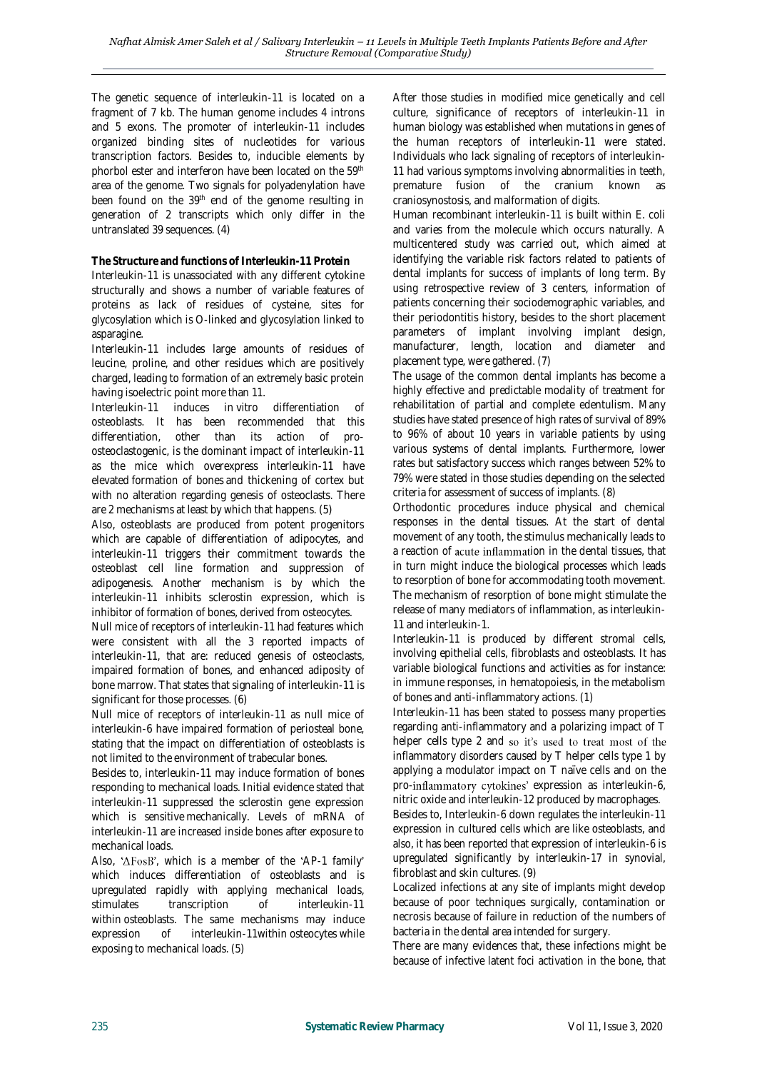The genetic sequence of interleukin-11 is located on a fragment of 7 kb. The human genome includes 4 introns and 5 exons. The promoter of interleukin-11 includes organized binding sites of nucleotides for various transcription factors. Besides to, inducible elements by phorbol ester and interferon have been located on the 59th area of the genome. Two signals for polyadenylation have been found on the 39th end of the genome resulting in generation of 2 transcripts which only differ in the untranslated 39 sequences. (4)

**The Structure and functions of Interleukin-11 Protein**

Interleukin-11 is unassociated with any different cytokine structurally and shows a number of variable features of proteins as lack of residues of cysteine, sites for glycosylation which is O-linked and glycosylation linked to asparagine.

Interleukin-11 includes large amounts of residues of leucine, proline, and other residues which are positively charged, leading to formation of an extremely basic protein having isoelectric point more than 11.

Interleukin-11 induces in vitro differentiation of osteoblasts. It has been recommended that this differentiation, other than its action of pro-osteoclastogenic, is the dominant impact of interleukin-11 as the mice which overexpress interleukin-11 have elevated formation of bones and thickening of cortex but with no alteration regarding genesis of osteoclasts. There are 2 mechanisms at least by which that happens. (5)

Also, osteoblasts are produced from potent progenitors which are capable of differentiation of adipocytes, and interleukin-11 triggers their commitment towards the osteoblast cell line formation and suppression of adipogenesis. Another mechanism is by which the interleukin-11 inhibits sclerostin expression, which is inhibitor of formation of bones, derived from osteocytes.

Null mice of receptors of interleukin-11 had features which were consistent with all the 3 reported impacts of interleukin-11, that are: reduced genesis of osteoclasts, impaired formation of bones, and enhanced adiposity of bone marrow. That states that signaling of interleukin-11 is significant for those processes. (6)

Null mice of receptors of interleukin-11 as null mice of interleukin-6 have impaired formation of periosteal bone, stating that the impact on differentiation of osteoblasts is not limited to the environment of trabecular bones.

Besides to, interleukin-11 may induce formation of bones responding to mechanical loads. Initial evidence stated that interleukin-11 suppressed the sclerostin gene expression which is sensitive mechanically. Levels of mRNA of interleukin-11 are increased inside bones after exposure to mechanical loads.

Also, 'ΔFosB', which is a member of the 'AP-1 family' which induces differentiation of osteoblasts and is upregulated rapidly with applying mechanical loads, stimulates transcription of interleukin-11 within osteoblasts. The same mechanisms may induce expression of interleukin-11within osteocytes while exposing to mechanical loads. (5)

After those studies in modified mice genetically and cell culture, significance of receptors of interleukin-11 in human biology was established when mutations in genes of the human receptors of interleukin-11 were stated. Individuals who lack signaling of receptors of interleukin-11 had various symptoms involving abnormalities in teeth, premature fusion of the cranium known as craniosynostosis, and malformation of digits.

Human recombinant interleukin-11 is built within E. coli and varies from the molecule which occurs naturally. A multicentered study was carried out, which aimed at identifying the variable risk factors related to patients of dental implants for success of implants of long term. By using retrospective review of 3 centers, information of patients concerning their sociodemographic variables, and their periodontitis history, besides to the short placement parameters of implant involving implant design, manufacturer, length, location and diameter and placement type, were gathered. (7)

The usage of the common dental implants has become a highly effective and predictable modality of treatment for rehabilitation of partial and complete edentulism. Many studies have stated presence of high rates of survival of 89% to 96% of about 10 years in variable patients by using various systems of dental implants. Furthermore, lower rates but satisfactory success which ranges between 52% to 79% were stated in those studies depending on the selected criteria for assessment of success of implants. (8)

Orthodontic procedures induce physical and chemical responses in the dental tissues. At the start of dental movement of any tooth, the stimulus mechanically leads to a reaction of acute inflammation in the dental tissues, that in turn might induce the biological processes which leads to resorption of bone for accommodating tooth movement. The mechanism of resorption of bone might stimulate the release of many mediators of inflammation, as interleukin-11 and interleukin-1.

Interleukin-11 is produced by different stromal cells, involving epithelial cells, fibroblasts and osteoblasts. It has variable biological functions and activities as for instance: in immune responses, in hematopoiesis, in the metabolism of bones and anti-inflammatory actions. (1)

Interleukin-11 has been stated to possess many properties regarding anti-inflammatory and a polarizing impact of T helper cells type 2 and so it's used to treat most of the inflammatory disorders caused by T helper cells type 1 by applying a modulator impact on T naïve cells and on the pro-inflammatory cytokines' expression as interleukin-6, nitric oxide and interleukin-12 produced by macrophages.

Besides to, Interleukin-6 down regulates the interleukin-11 expression in cultured cells which are like osteoblasts, and also, it has been reported that expression of interleukin-6 is upregulated significantly by interleukin-17 in synovial, fibroblast and skin cultures. (9)

Localized infections at any site of implants might develop because of poor techniques surgically, contamination or necrosis because of failure in reduction of the numbers of bacteria in the dental area intended for surgery.

There are many evidences that, these infections might be because of infective latent foci activation in the bone, that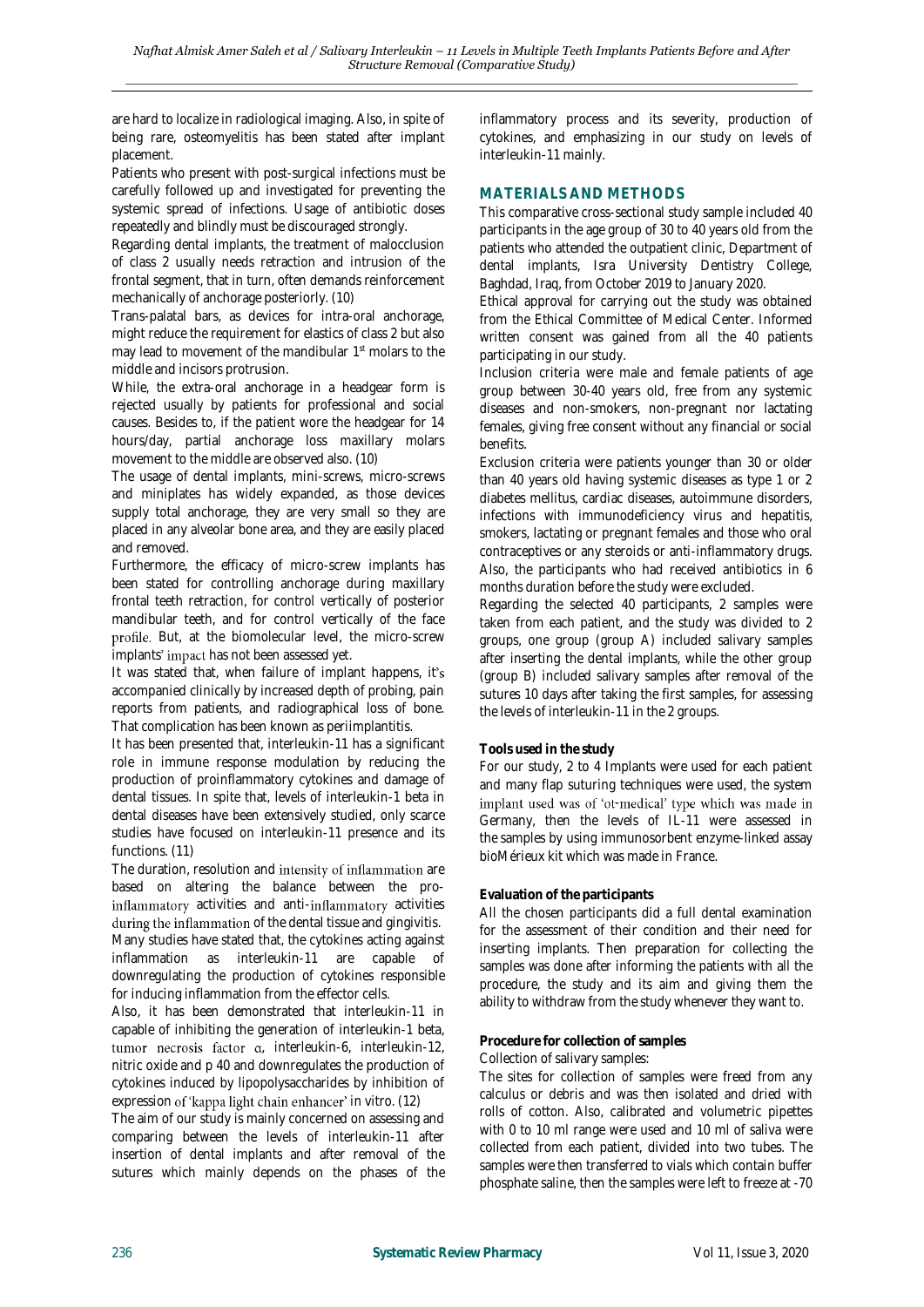are hard to localize in radiological imaging. Also, in spite of being rare, osteomyelitis has been stated after implant placement.

Patients who present with post-surgical infections must be carefully followed up and investigated for preventing the systemic spread of infections. Usage of antibiotic doses repeatedly and blindly must be discouraged strongly.

Regarding dental implants, the treatment of malocclusion of class 2 usually needs retraction and intrusion of the frontal segment, that in turn, often demands reinforcement mechanically of anchorage posteriorly. (10)

Trans-palatal bars, as devices for intra-oral anchorage, might reduce the requirement for elastics of class 2 but also may lead to movement of the mandibular 1st molars to the middle and incisors protrusion.

While, the extra-oral anchorage in a headgear form is rejected usually by patients for professional and social causes. Besides to, if the patient wore the headgear for 14 hours/day, partial anchorage loss maxillary molars movement to the middle are observed also. (10)

The usage of dental implants, mini-screws, micro-screws and miniplates has widely expanded, as those devices supply total anchorage, they are very small so they are placed in any alveolar bone area, and they are easily placed and removed.

Furthermore, the efficacy of micro-screw implants has been stated for controlling anchorage during maxillary frontal teeth retraction, for control vertically of posterior mandibular teeth, and for control vertically of the face profile. But, at the biomolecular level, the micro-screw implants' impact has not been assessed yet.

It was stated that, when failure of implant happens, it's accompanied clinically by increased depth of probing, pain reports from patients, and radiographical loss of bone. That complication has been known as periimplantitis.

It has been presented that, interleukin-11 has a significant role in immune response modulation by reducing the production of proinflammatory cytokines and damage of dental tissues. In spite that, levels of interleukin-1 beta in dental diseases have been extensively studied, only scarce studies have focused on interleukin-11 presence and its functions. (11)

The duration, resolution and intensity of inflammation are based on altering the balance between the pro-inflammatory activities and anti-inflammatory activities during the inflammation of the dental tissue and gingivitis.

Many studies have stated that, the cytokines acting against inflammation as interleukin-11 are capable of downregulating the production of cytokines responsible for inducing inflammation from the effector cells.

Also, it has been demonstrated that interleukin-11 in capable of inhibiting the generation of interleukin-1 beta, tumor necrosis factor α, interleukin-6, interleukin-12, nitric oxide and p 40 and downregulates the production of cytokines induced by lipopolysaccharides by inhibition of expression of 'kappa light chain enhancer' in vitro. (12)

The aim of our study is mainly concerned on assessing and comparing between the levels of interleukin-11 after insertion of dental implants and after removal of the sutures which mainly depends on the phases of the inflammatory process and its severity, production of cytokines, and emphasizing in our study on levels of interleukin-11 mainly.

## MATERIALS AND METHODS

This comparative cross-sectional study sample included 40 participants in the age group of 30 to 40 years old from the patients who attended the outpatient clinic, Department of dental implants, Isra University Dentistry College, Baghdad, Iraq, from October 2019 to January 2020.

Ethical approval for carrying out the study was obtained from the Ethical Committee of Medical Center. Informed written consent was gained from all the 40 patients participating in our study.

Inclusion criteria were male and female patients of age group between 30-40 years old, free from any systemic diseases and non-smokers, non-pregnant nor lactating females, giving free consent without any financial or social benefits.

Exclusion criteria were patients younger than 30 or older than 40 years old having systemic diseases as type 1 or 2 diabetes mellitus, cardiac diseases, autoimmune disorders, infections with immunodeficiency virus and hepatitis, smokers, lactating or pregnant females and those who oral contraceptives or any steroids or anti-inflammatory drugs. Also, the participants who had received antibiotics in 6 months duration before the study were excluded.

Regarding the selected 40 participants, 2 samples were taken from each patient, and the study was divided to 2 groups, one group (group A) included salivary samples after inserting the dental implants, while the other group (group B) included salivary samples after removal of the sutures 10 days after taking the first samples, for assessing the levels of interleukin-11 in the 2 groups.

**Tools used in the study**

For our study, 2 to 4 Implants were used for each patient and many flap suturing techniques were used, the system implant used was of 'ot-medical' type which was made in Germany, then the levels of IL-11 were assessed in the samples by using immunosorbent enzyme-linked assay bioMérieux kit which was made in France.

**Evaluation of the participants**

All the chosen participants did a full dental examination for the assessment of their condition and their need for inserting implants. Then preparation for collecting the samples was done after informing the patients with all the procedure, the study and its aim and giving them the ability to withdraw from the study whenever they want to.

**Procedure for collection of samples**

Collection of salivary samples:

The sites for collection of samples were freed from any calculus or debris and was then isolated and dried with rolls of cotton. Also, calibrated and volumetric pipettes with 0 to 10 ml range were used and 10 ml of saliva were collected from each patient, divided into two tubes. The samples were then transferred to vials which contain buffer phosphate saline, then the samples were left to freeze at -70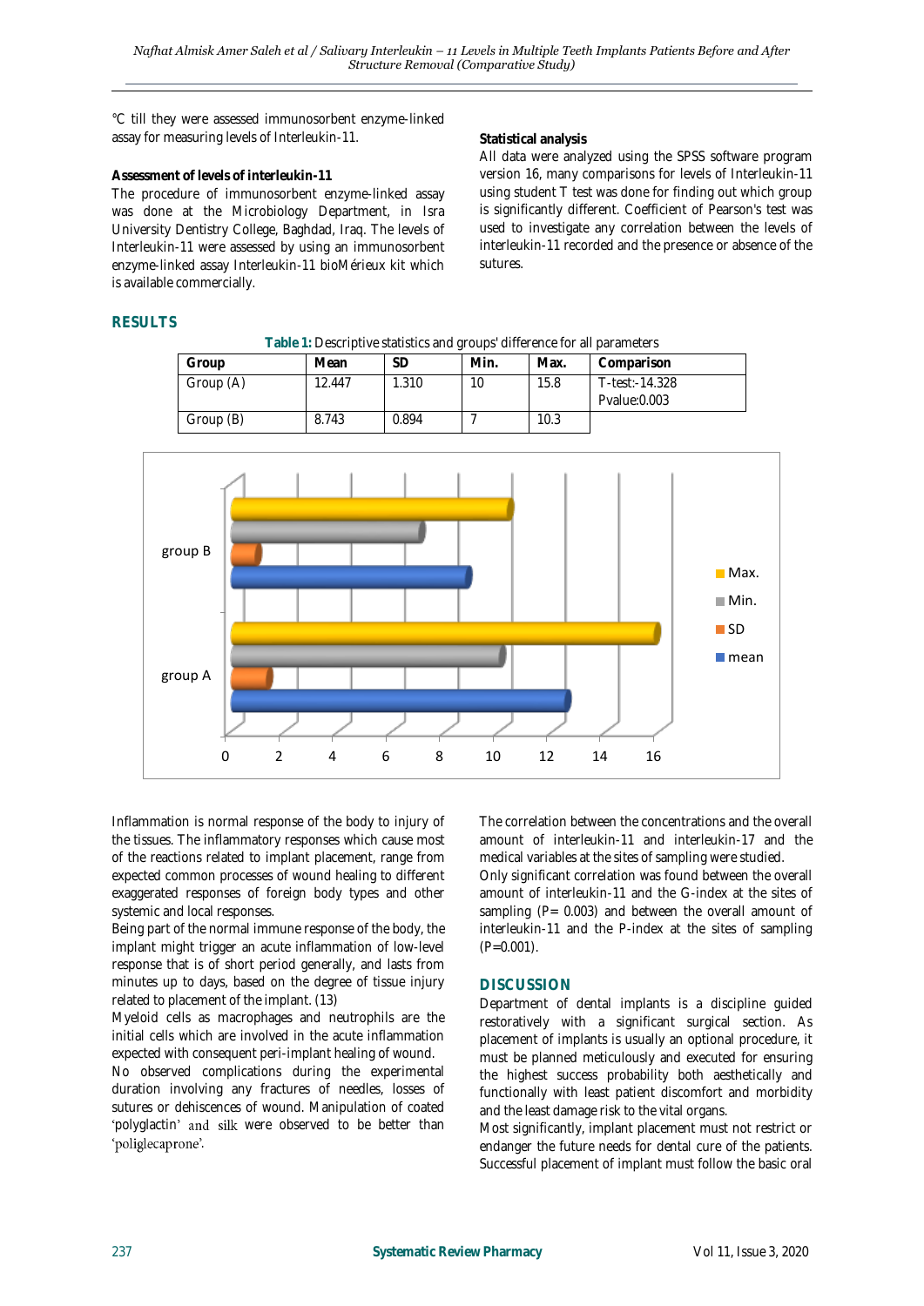°C till they were assessed immunosorbent enzyme-linked assay for measuring levels of Interleukin-11.

**Assessment of levels of interleukin-11**

The procedure of immunosorbent enzyme-linked assay was done at the Microbiology Department, in Isra University Dentistry College, Baghdad, Iraq. The levels of Interleukin-11 were assessed by using an immunosorbent enzyme-linked assay Interleukin-11 bioMérieux kit which is available commercially.

**Statistical analysis**

All data were analyzed using the SPSS software program version 16, many comparisons for levels of Interleukin-11 using student T test was done for finding out which group is significantly different. Coefficient of Pearson's test was used to investigate any correlation between the levels of interleukin-11 recorded and the presence or absence of the sutures.

## RESULTS

**Table 1:** Descriptive statistics and groups' difference for all parameters

| Group | Mean | SD | Min. | Max. | Comparison |
|---|---|---|---|---|---|
| Group (A) | 12.447 | 1.310 | 10 | 15.8 | T-test:-14.328 Pvalue:0.003 |
| Group (B) | 8.743 | 0.894 | 7 | 10.3 | |

Inflammation is normal response of the body to injury of the tissues. The inflammatory responses which cause most of the reactions related to implant placement, range from expected common processes of wound healing to different exaggerated responses of foreign body types and other systemic and local responses.

Being part of the normal immune response of the body, the implant might trigger an acute inflammation of low-level response that is of short period generally, and lasts from minutes up to days, based on the degree of tissue injury related to placement of the implant. (13)

Myeloid cells as macrophages and neutrophils are the initial cells which are involved in the acute inflammation expected with consequent peri-implant healing of wound.

No observed complications during the experimental duration involving any fractures of needles, losses of sutures or dehiscences of wound. Manipulation of coated 'polyglactin' and silk were observed to be better than 'poliglecaprone'.

The correlation between the concentrations and the overall amount of interleukin-11 and interleukin-17 and the medical variables at the sites of sampling were studied.

Only significant correlation was found between the overall amount of interleukin-11 and the G-index at the sites of sampling (P= 0.003) and between the overall amount of interleukin-11 and the P-index at the sites of sampling (P=0.001).

## DISCUSSION

Department of dental implants is a discipline guided restoratively with a significant surgical section. As placement of implants is usually an optional procedure, it must be planned meticulously and executed for ensuring the highest success probability both aesthetically and functionally with least patient discomfort and morbidity and the least damage risk to the vital organs.

Most significantly, implant placement must not restrict or endanger the future needs for dental cure of the patients. Successful placement of implant must follow the basic oral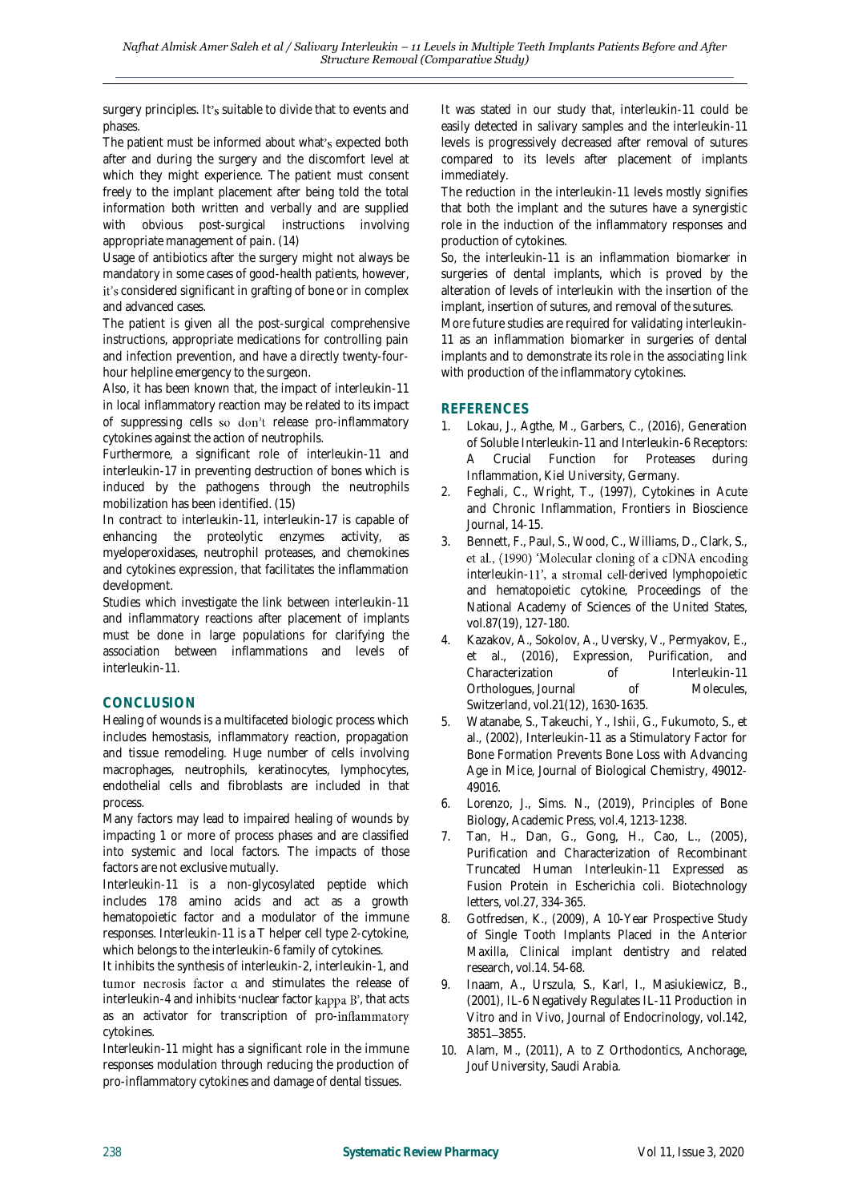surgery principles. It's suitable to divide that to events and phases.

The patient must be informed about what's expected both after and during the surgery and the discomfort level at which they might experience. The patient must consent freely to the implant placement after being told the total information both written and verbally and are supplied with obvious post-surgical instructions involving appropriate management of pain. (14)

Usage of antibiotics after the surgery might not always be mandatory in some cases of good-health patients, however, it's considered significant in grafting of bone or in complex and advanced cases.

The patient is given all the post-surgical comprehensive instructions, appropriate medications for controlling pain and infection prevention, and have a directly twenty-four-hour helpline emergency to the surgeon.

Also, it has been known that, the impact of interleukin-11 in local inflammatory reaction may be related to its impact of suppressing cells so don't release pro-inflammatory cytokines against the action of neutrophils.

Furthermore, a significant role of interleukin-11 and interleukin-17 in preventing destruction of bones which is induced by the pathogens through the neutrophils mobilization has been identified. (15)

In contract to interleukin-11, interleukin-17 is capable of enhancing the proteolytic enzymes activity, as myeloperoxidases, neutrophil proteases, and chemokines and cytokines expression, that facilitates the inflammation development.

Studies which investigate the link between interleukin-11 and inflammatory reactions after placement of implants must be done in large populations for clarifying the association between inflammations and levels of interleukin-11.

## CONCLUSION

Healing of wounds is a multifaceted biologic process which includes hemostasis, inflammatory reaction, propagation and tissue remodeling. Huge number of cells involving macrophages, neutrophils, keratinocytes, lymphocytes, endothelial cells and fibroblasts are included in that process.

Many factors may lead to impaired healing of wounds by impacting 1 or more of process phases and are classified into systemic and local factors. The impacts of those factors are not exclusive mutually.

Interleukin-11 is a non-glycosylated peptide which includes 178 amino acids and act as a growth hematopoietic factor and a modulator of the immune responses. Interleukin-11 is a T helper cell type 2-cytokine, which belongs to the interleukin-6 family of cytokines.

It inhibits the synthesis of interleukin-2, interleukin-1, and tumor necrosis factor α and stimulates the release of interleukin-4 and inhibits 'nuclear factor kappa B', that acts as an activator for transcription of pro-inflammatory cytokines.

Interleukin-11 might has a significant role in the immune responses modulation through reducing the production of pro-inflammatory cytokines and damage of dental tissues.

It was stated in our study that, interleukin-11 could be easily detected in salivary samples and the interleukin-11 levels is progressively decreased after removal of sutures compared to its levels after placement of implants immediately.

The reduction in the interleukin-11 levels mostly signifies that both the implant and the sutures have a synergistic role in the induction of the inflammatory responses and production of cytokines.

So, the interleukin-11 is an inflammation biomarker in surgeries of dental implants, which is proved by the alteration of levels of interleukin with the insertion of the implant, insertion of sutures, and removal of the sutures.

More future studies are required for validating interleukin-11 as an inflammation biomarker in surgeries of dental implants and to demonstrate its role in the associating link with production of the inflammatory cytokines.

## REFERENCES

1. Lokau, J., Agthe, M., Garbers, C., (2016), Generation of Soluble Interleukin-11 and Interleukin-6 Receptors: A Crucial Function for Proteases during Inflammation, Kiel University, Germany.
2. Feghali, C., Wright, T., (1997), Cytokines in Acute and Chronic Inflammation, Frontiers in Bioscience Journal, 14-15.
3. Bennett, F., Paul, S., Wood, C., Williams, D., Clark, S., et al., (1990) 'Molecular cloning of a cDNA encoding interleukin-11', a stromal cell-derived lymphopoietic and hematopoietic cytokine, Proceedings of the National Academy of Sciences of the United States, vol.87(19), 127-180.
4. Kazakov, A., Sokolov, A., Uversky, V., Permyakov, E., et al., (2016), Expression, Purification, and Characterization of Interleukin-11 Orthologues, Journal of Molecules, Switzerland, vol.21(12), 1630-1635.
5. Watanabe, S., Takeuchi, Y., Ishii, G., Fukumoto, S., et al., (2002), Interleukin-11 as a Stimulatory Factor for Bone Formation Prevents Bone Loss with Advancing Age in Mice, Journal of Biological Chemistry, 49012-49016.
6. Lorenzo, J., Sims. N., (2019), Principles of Bone Biology, Academic Press, vol.4, 1213-1238.
7. Tan, H., Dan, G., Gong, H., Cao, L., (2005), Purification and Characterization of Recombinant Truncated Human Interleukin-11 Expressed as Fusion Protein in Escherichia coli. Biotechnology letters, vol.27, 334-365.
8. Gotfredsen, K., (2009), A 10-Year Prospective Study of Single Tooth Implants Placed in the Anterior Maxilla, Clinical implant dentistry and related research, vol.14. 54-68.
9. Inaam, A., Urszula, S., Karl, I., Masiukiewicz, B., (2001), IL-6 Negatively Regulates IL-11 Production in Vitro and in Vivo, Journal of Endocrinology, vol.142, 3851–3855.
10. Alam, M., (2011), A to Z Orthodontics, Anchorage, Jouf University, Saudi Arabia.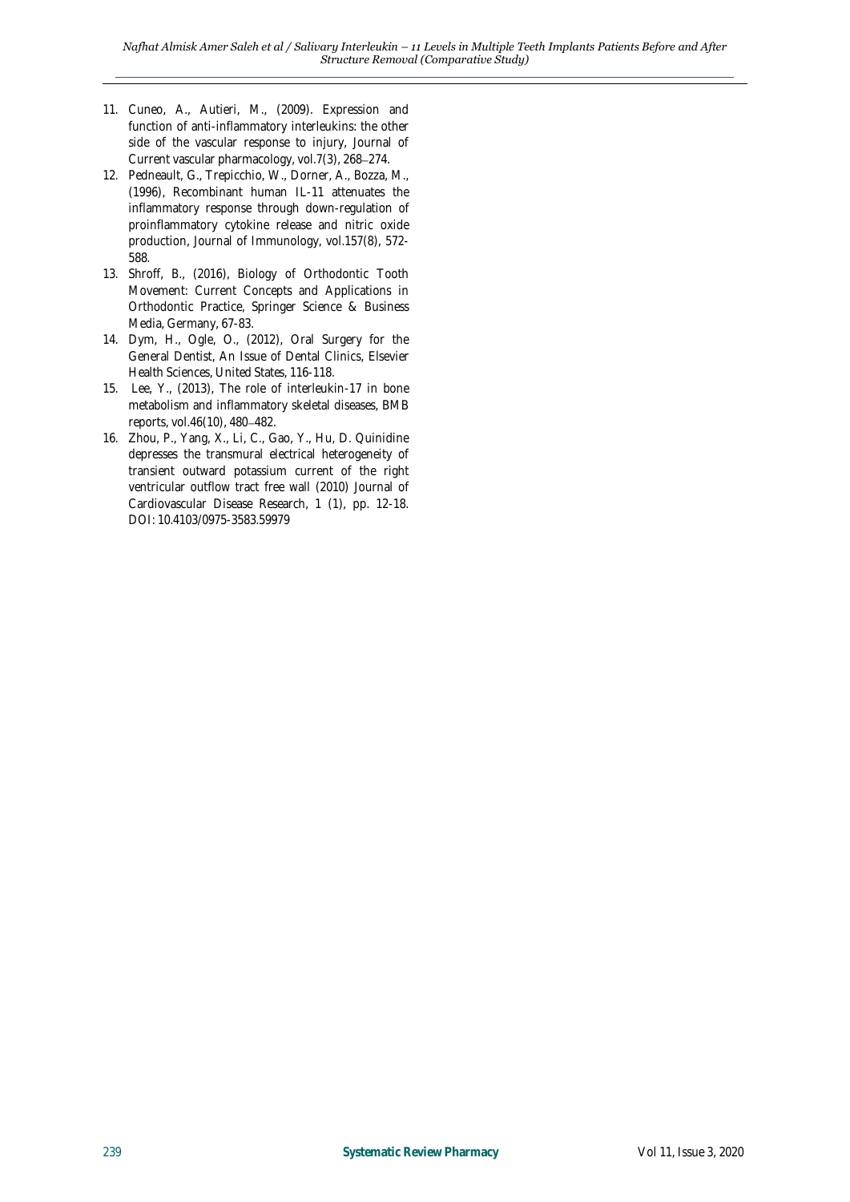11. Cuneo, A., Autieri, M., (2009). Expression and function of anti-inflammatory interleukins: the other side of the vascular response to injury, Journal of Current vascular pharmacology, vol.7(3), 268–274.
12. Pedneault, G., Trepicchio, W., Dorner, A., Bozza, M., (1996), Recombinant human IL-11 attenuates the inflammatory response through down-regulation of proinflammatory cytokine release and nitric oxide production, Journal of Immunology, vol.157(8), 572-588.
13. Shroff, B., (2016), Biology of Orthodontic Tooth Movement: Current Concepts and Applications in Orthodontic Practice, Springer Science & Business Media, Germany, 67-83.
14. Dym, H., Ogle, O., (2012), Oral Surgery for the General Dentist, An Issue of Dental Clinics, Elsevier Health Sciences, United States, 116-118.
15. Lee, Y., (2013), The role of interleukin-17 in bone metabolism and inflammatory skeletal diseases, BMB reports, vol.46(10), 480–482.
16. Zhou, P., Yang, X., Li, C., Gao, Y., Hu, D. Quinidine depresses the transmural electrical heterogeneity of transient outward potassium current of the right ventricular outflow tract free wall (2010) Journal of Cardiovascular Disease Research, 1 (1), pp. 12-18. DOI: 10.4103/0975-3583.59979